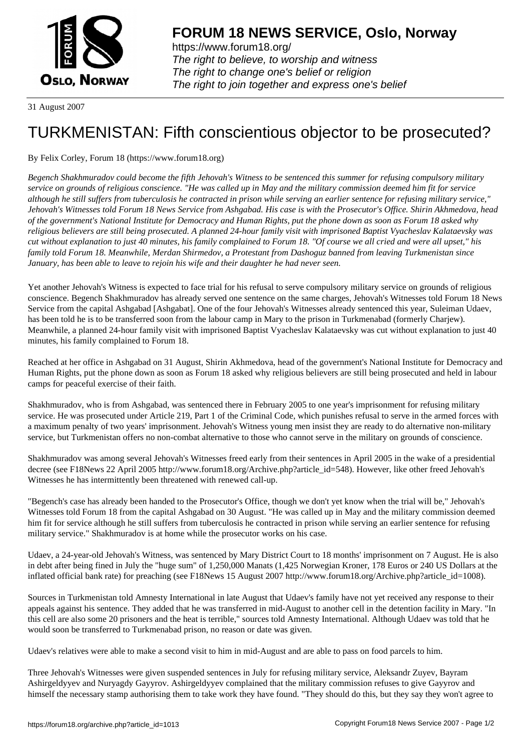# FORUM 18 NEWS SERVICE, Oslo, Norway

https://www.forum18.org/
*The right to believe, to worship and witness*
*The right to change one's belief or religion*
*The right to join together and express one's belief*

31 August 2007

# TURKMENISTAN: Fifth conscientious objector to be prosecuted?

By Felix Corley, Forum 18 (https://www.forum18.org)

*Begench Shakhmuradov could become the fifth Jehovah's Witness to be sentenced this summer for refusing compulsory military service on grounds of religious conscience. "He was called up in May and the military commission deemed him fit for service although he still suffers from tuberculosis he contracted in prison while serving an earlier sentence for refusing military service," Jehovah's Witnesses told Forum 18 News Service from Ashgabad. His case is with the Prosecutor's Office. Shirin Akhmedova, head of the government's National Institute for Democracy and Human Rights, put the phone down as soon as Forum 18 asked why religious believers are still being prosecuted. A planned 24-hour family visit with imprisoned Baptist Vyacheslav Kalataevsky was cut without explanation to just 40 minutes, his family complained to Forum 18. "Of course we all cried and were all upset," his family told Forum 18. Meanwhile, Merdan Shirmedov, a Protestant from Dashoguz banned from leaving Turkmenistan since January, has been able to leave to rejoin his wife and their daughter he had never seen.*

Yet another Jehovah's Witness is expected to face trial for his refusal to serve compulsory military service on grounds of religious conscience. Begench Shakhmuradov has already served one sentence on the same charges, Jehovah's Witnesses told Forum 18 News Service from the capital Ashgabad [Ashgabat]. One of the four Jehovah's Witnesses already sentenced this year, Suleiman Udaev, has been told he is to be transferred soon from the labour camp in Mary to the prison in Turkmenabad (formerly Charjew). Meanwhile, a planned 24-hour family visit with imprisoned Baptist Vyacheslav Kalataevsky was cut without explanation to just 40 minutes, his family complained to Forum 18.

Reached at her office in Ashgabad on 31 August, Shirin Akhmedova, head of the government's National Institute for Democracy and Human Rights, put the phone down as soon as Forum 18 asked why religious believers are still being prosecuted and held in labour camps for peaceful exercise of their faith.

Shakhmuradov, who is from Ashgabad, was sentenced there in February 2005 to one year's imprisonment for refusing military service. He was prosecuted under Article 219, Part 1 of the Criminal Code, which punishes refusal to serve in the armed forces with a maximum penalty of two years' imprisonment. Jehovah's Witness young men insist they are ready to do alternative non-military service, but Turkmenistan offers no non-combat alternative to those who cannot serve in the military on grounds of conscience.

Shakhmuradov was among several Jehovah's Witnesses freed early from their sentences in April 2005 in the wake of a presidential decree (see F18News 22 April 2005 http://www.forum18.org/Archive.php?article_id=548). However, like other freed Jehovah's Witnesses he has intermittently been threatened with renewed call-up.

"Begench's case has already been handed to the Prosecutor's Office, though we don't yet know when the trial will be," Jehovah's Witnesses told Forum 18 from the capital Ashgabad on 30 August. "He was called up in May and the military commission deemed him fit for service although he still suffers from tuberculosis he contracted in prison while serving an earlier sentence for refusing military service." Shakhmuradov is at home while the prosecutor works on his case.

Udaev, a 24-year-old Jehovah's Witness, was sentenced by Mary District Court to 18 months' imprisonment on 7 August. He is also in debt after being fined in July the "huge sum" of 1,250,000 Manats (1,425 Norwegian Kroner, 178 Euros or 240 US Dollars at the inflated official bank rate) for preaching (see F18News 15 August 2007 http://www.forum18.org/Archive.php?article_id=1008).

Sources in Turkmenistan told Amnesty International in late August that Udaev's family have not yet received any response to their appeals against his sentence. They added that he was transferred in mid-August to another cell in the detention facility in Mary. "In this cell are also some 20 prisoners and the heat is terrible," sources told Amnesty International. Although Udaev was told that he would soon be transferred to Turkmenabad prison, no reason or date was given.

Udaev's relatives were able to make a second visit to him in mid-August and are able to pass on food parcels to him.

Three Jehovah's Witnesses were given suspended sentences in July for refusing military service, Aleksandr Zuyev, Bayram Ashirgeldyyev and Nuryagdy Gayyrov. Ashirgeldyyev complained that the military commission refuses to give Gayyrov and himself the necessary stamp authorising them to take work they have found. "They should do this, but they say they won't agree to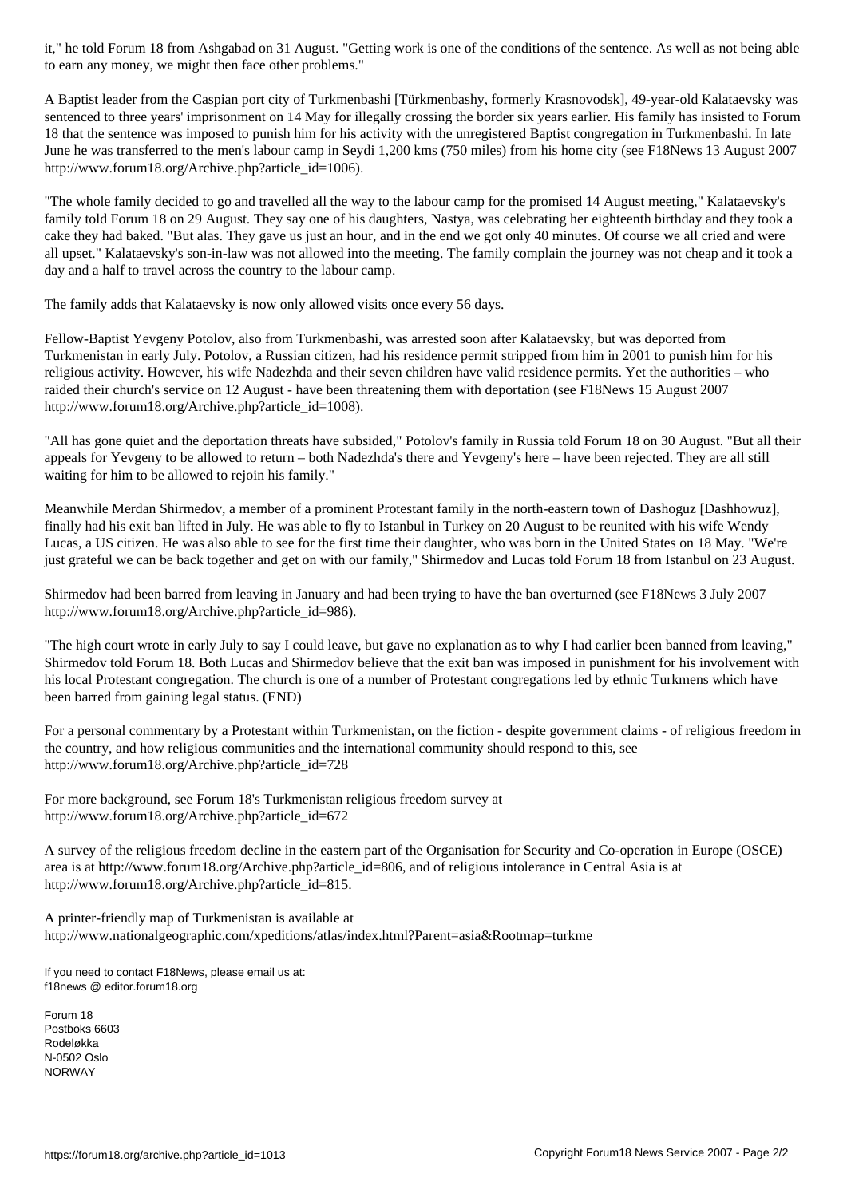it," he told Forum 18 from Ashgabad on 31 August. "Getting work is one of the conditions of the sentence. As well as not being able to earn any money, we might then face other problems."

A Baptist leader from the Caspian port city of Turkmenbashi [Türkmenbashy, formerly Krasnovodsk], 49-year-old Kalataevsky was sentenced to three years' imprisonment on 14 May for illegally crossing the border six years earlier. His family has insisted to Forum 18 that the sentence was imposed to punish him for his activity with the unregistered Baptist congregation in Turkmenbashi. In late June he was transferred to the men's labour camp in Seydi 1,200 kms (750 miles) from his home city (see F18News 13 August 2007 http://www.forum18.org/Archive.php?article_id=1006).

"The whole family decided to go and travelled all the way to the labour camp for the promised 14 August meeting," Kalataevsky's family told Forum 18 on 29 August. They say one of his daughters, Nastya, was celebrating her eighteenth birthday and they took a cake they had baked. "But alas. They gave us just an hour, and in the end we got only 40 minutes. Of course we all cried and were all upset." Kalataevsky's son-in-law was not allowed into the meeting. The family complain the journey was not cheap and it took a day and a half to travel across the country to the labour camp.

The family adds that Kalataevsky is now only allowed visits once every 56 days.

Fellow-Baptist Yevgeny Potolov, also from Turkmenbashi, was arrested soon after Kalataevsky, but was deported from Turkmenistan in early July. Potolov, a Russian citizen, had his residence permit stripped from him in 2001 to punish him for his religious activity. However, his wife Nadezhda and their seven children have valid residence permits. Yet the authorities – who raided their church's service on 12 August - have been threatening them with deportation (see F18News 15 August 2007 http://www.forum18.org/Archive.php?article_id=1008).

"All has gone quiet and the deportation threats have subsided," Potolov's family in Russia told Forum 18 on 30 August. "But all their appeals for Yevgeny to be allowed to return – both Nadezhda's there and Yevgeny's here – have been rejected. They are all still waiting for him to be allowed to rejoin his family."

Meanwhile Merdan Shirmedov, a member of a prominent Protestant family in the north-eastern town of Dashoguz [Dashhowuz], finally had his exit ban lifted in July. He was able to fly to Istanbul in Turkey on 20 August to be reunited with his wife Wendy Lucas, a US citizen. He was also able to see for the first time their daughter, who was born in the United States on 18 May. "We're just grateful we can be back together and get on with our family," Shirmedov and Lucas told Forum 18 from Istanbul on 23 August.

Shirmedov had been barred from leaving in January and had been trying to have the ban overturned (see F18News 3 July 2007 http://www.forum18.org/Archive.php?article_id=986).

"The high court wrote in early July to say I could leave, but gave no explanation as to why I had earlier been banned from leaving," Shirmedov told Forum 18. Both Lucas and Shirmedov believe that the exit ban was imposed in punishment for his involvement with his local Protestant congregation. The church is one of a number of Protestant congregations led by ethnic Turkmens which have been barred from gaining legal status. (END)

For a personal commentary by a Protestant within Turkmenistan, on the fiction - despite government claims - of religious freedom in the country, and how religious communities and the international community should respond to this, see http://www.forum18.org/Archive.php?article_id=728

For more background, see Forum 18's Turkmenistan religious freedom survey at http://www.forum18.org/Archive.php?article_id=672

A survey of the religious freedom decline in the eastern part of the Organisation for Security and Co-operation in Europe (OSCE) area is at http://www.forum18.org/Archive.php?article_id=806, and of religious intolerance in Central Asia is at http://www.forum18.org/Archive.php?article_id=815.

A printer-friendly map of Turkmenistan is available at http://www.nationalgeographic.com/xpeditions/atlas/index.html?Parent=asia&Rootmap=turkme

If you need to contact F18News, please email us at:
f18news @ editor.forum18.org

Forum 18
Postboks 6603
Rodeløkka
N-0502 Oslo
NORWAY